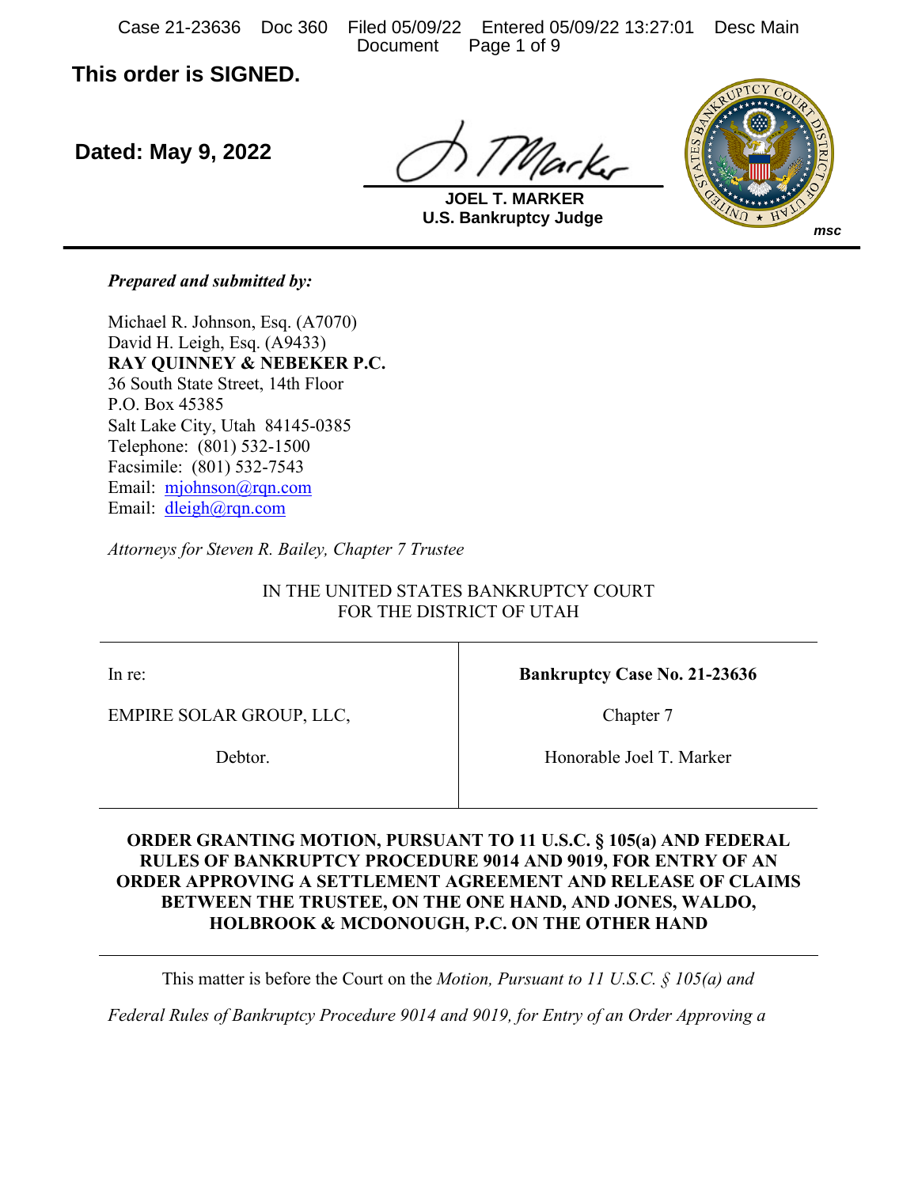**This order is SIGNED.**

**Dated: May 9, 2022**

**JOEL T. MARKER**
**U.S. Bankruptcy Judge**

*Prepared and submitted by:*

Michael R. Johnson, Esq. (A7070)
David H. Leigh, Esq. (A9433)
**RAY QUINNEY & NEBEKER P.C.**
36 South State Street, 14th Floor
P.O. Box 45385
Salt Lake City, Utah 84145-0385
Telephone: (801) 532-1500
Facsimile: (801) 532-7543
Email: mjohnson@rqn.com
Email: dleigh@rqn.com

*Attorneys for Steven R. Bailey, Chapter 7 Trustee*

IN THE UNITED STATES BANKRUPTCY COURT
FOR THE DISTRICT OF UTAH

| In re: EMPIRE SOLAR GROUP, LLC, Debtor. | **Bankruptcy Case No. 21-23636** Chapter 7 Honorable Joel T. Marker |
|---|---|

**ORDER GRANTING MOTION, PURSUANT TO 11 U.S.C. § 105(a) AND FEDERAL RULES OF BANKRUPTCY PROCEDURE 9014 AND 9019, FOR ENTRY OF AN ORDER APPROVING A SETTLEMENT AGREEMENT AND RELEASE OF CLAIMS BETWEEN THE TRUSTEE, ON THE ONE HAND, AND JONES, WALDO, HOLBROOK & MCDONOUGH, P.C. ON THE OTHER HAND**

This matter is before the Court on the *Motion, Pursuant to 11 U.S.C. § 105(a) and Federal Rules of Bankruptcy Procedure 9014 and 9019, for Entry of an Order Approving a*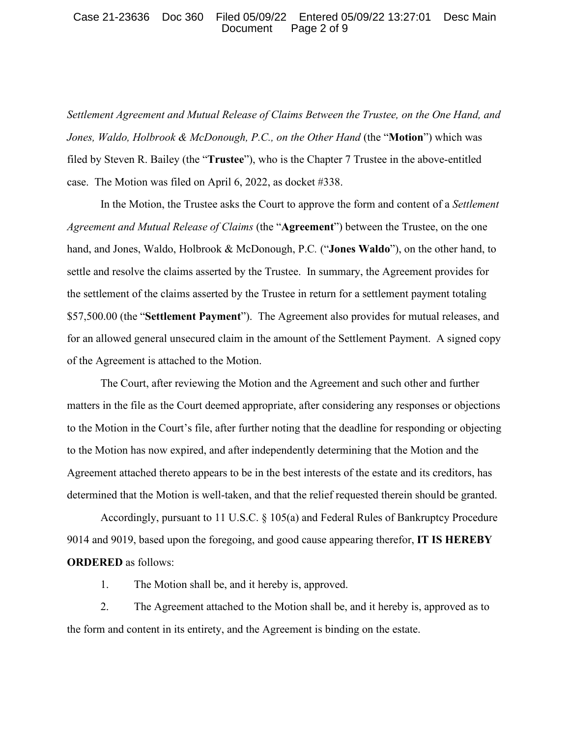*Settlement Agreement and Mutual Release of Claims Between the Trustee, on the One Hand, and Jones, Waldo, Holbrook & McDonough, P.C., on the Other Hand* (the "**Motion**") which was filed by Steven R. Bailey (the "**Trustee**"), who is the Chapter 7 Trustee in the above-entitled case. The Motion was filed on April 6, 2022, as docket #338.

In the Motion, the Trustee asks the Court to approve the form and content of a *Settlement Agreement and Mutual Release of Claims* (the "**Agreement**") between the Trustee, on the one hand, and Jones, Waldo, Holbrook & McDonough, P.C. ("**Jones Waldo**"), on the other hand, to settle and resolve the claims asserted by the Trustee. In summary, the Agreement provides for the settlement of the claims asserted by the Trustee in return for a settlement payment totaling $57,500.00 (the "**Settlement Payment**"). The Agreement also provides for mutual releases, and for an allowed general unsecured claim in the amount of the Settlement Payment. A signed copy of the Agreement is attached to the Motion.

The Court, after reviewing the Motion and the Agreement and such other and further matters in the file as the Court deemed appropriate, after considering any responses or objections to the Motion in the Court's file, after further noting that the deadline for responding or objecting to the Motion has now expired, and after independently determining that the Motion and the Agreement attached thereto appears to be in the best interests of the estate and its creditors, has determined that the Motion is well-taken, and that the relief requested therein should be granted.

Accordingly, pursuant to 11 U.S.C. § 105(a) and Federal Rules of Bankruptcy Procedure 9014 and 9019, based upon the foregoing, and good cause appearing therefor, **IT IS HEREBY ORDERED** as follows:

1. The Motion shall be, and it hereby is, approved.

2. The Agreement attached to the Motion shall be, and it hereby is, approved as to the form and content in its entirety, and the Agreement is binding on the estate.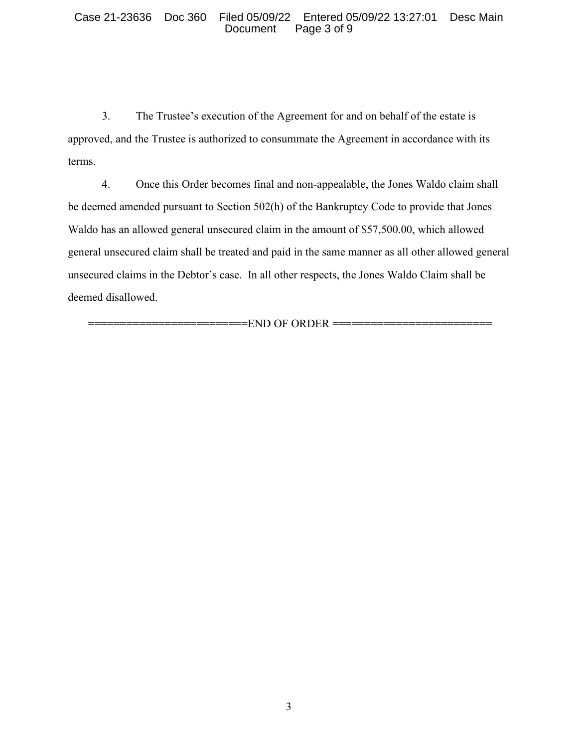3. The Trustee's execution of the Agreement for and on behalf of the estate is approved, and the Trustee is authorized to consummate the Agreement in accordance with its terms.

4. Once this Order becomes final and non-appealable, the Jones Waldo claim shall be deemed amended pursuant to Section 502(h) of the Bankruptcy Code to provide that Jones Waldo has an allowed general unsecured claim in the amount of $57,500.00, which allowed general unsecured claim shall be treated and paid in the same manner as all other allowed general unsecured claims in the Debtor's case. In all other respects, the Jones Waldo Claim shall be deemed disallowed.

========================END OF ORDER ========================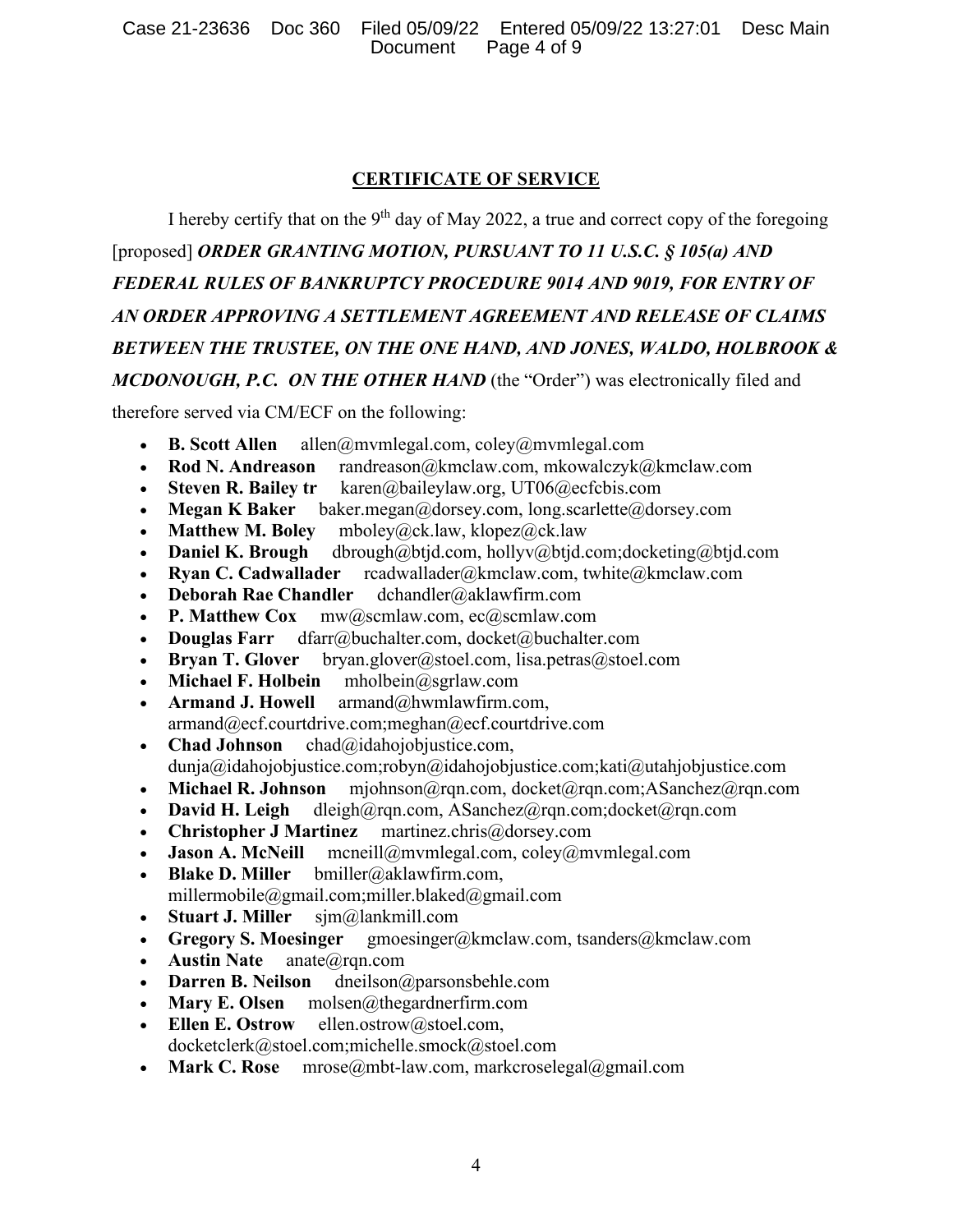## CERTIFICATE OF SERVICE

I hereby certify that on the 9th day of May 2022, a true and correct copy of the foregoing [proposed] ***ORDER GRANTING MOTION, PURSUANT TO 11 U.S.C. § 105(a) AND FEDERAL RULES OF BANKRUPTCY PROCEDURE 9014 AND 9019, FOR ENTRY OF AN ORDER APPROVING A SETTLEMENT AGREEMENT AND RELEASE OF CLAIMS BETWEEN THE TRUSTEE, ON THE ONE HAND, AND JONES, WALDO, HOLBROOK & MCDONOUGH, P.C. ON THE OTHER HAND*** (the "Order") was electronically filed and therefore served via CM/ECF on the following:

- **B. Scott Allen** allen@mvmlegal.com, coley@mvmlegal.com
- **Rod N. Andreason** randreason@kmclaw.com, mkowalczyk@kmclaw.com
- **Steven R. Bailey tr** karen@baileylaw.org, UT06@ecfcbis.com
- **Megan K Baker** baker.megan@dorsey.com, long.scarlette@dorsey.com
- **Matthew M. Boley** mboley@ck.law, klopez@ck.law
- **Daniel K. Brough** dbrough@btjd.com, hollyv@btjd.com;docketing@btjd.com
- **Ryan C. Cadwallader** rcadwallader@kmclaw.com, twhite@kmclaw.com
- **Deborah Rae Chandler** dchandler@aklawfirm.com
- **P. Matthew Cox** mw@scmlaw.com, ec@scmlaw.com
- **Douglas Farr** dfarr@buchalter.com, docket@buchalter.com
- **Bryan T. Glover** bryan.glover@stoel.com, lisa.petras@stoel.com
- **Michael F. Holbein** mholbein@sgrlaw.com
- **Armand J. Howell** armand@hwmlawfirm.com, armand@ecf.courtdrive.com;meghan@ecf.courtdrive.com
- **Chad Johnson** chad@idahojobjustice.com, dunja@idahojobjustice.com;robyn@idahojobjustice.com;kati@utahjobjustice.com
- **Michael R. Johnson** mjohnson@rqn.com, docket@rqn.com;ASanchez@rqn.com
- **David H. Leigh** dleigh@rqn.com, ASanchez@rqn.com;docket@rqn.com
- **Christopher J Martinez** martinez.chris@dorsey.com
- **Jason A. McNeill** mcneill@mvmlegal.com, coley@mvmlegal.com
- **Blake D. Miller** bmiller@aklawfirm.com, millermobile@gmail.com;miller.blaked@gmail.com
- **Stuart J. Miller** sjm@lankmill.com
- **Gregory S. Moesinger** gmoesinger@kmclaw.com, tsanders@kmclaw.com
- **Austin Nate** anate@rqn.com
- **Darren B. Neilson** dneilson@parsonsbehle.com
- **Mary E. Olsen** molsen@thegardnerfirm.com
- **Ellen E. Ostrow** ellen.ostrow@stoel.com, docketclerk@stoel.com;michelle.smock@stoel.com
- **Mark C. Rose** mrose@mbt-law.com, markcroselegal@gmail.com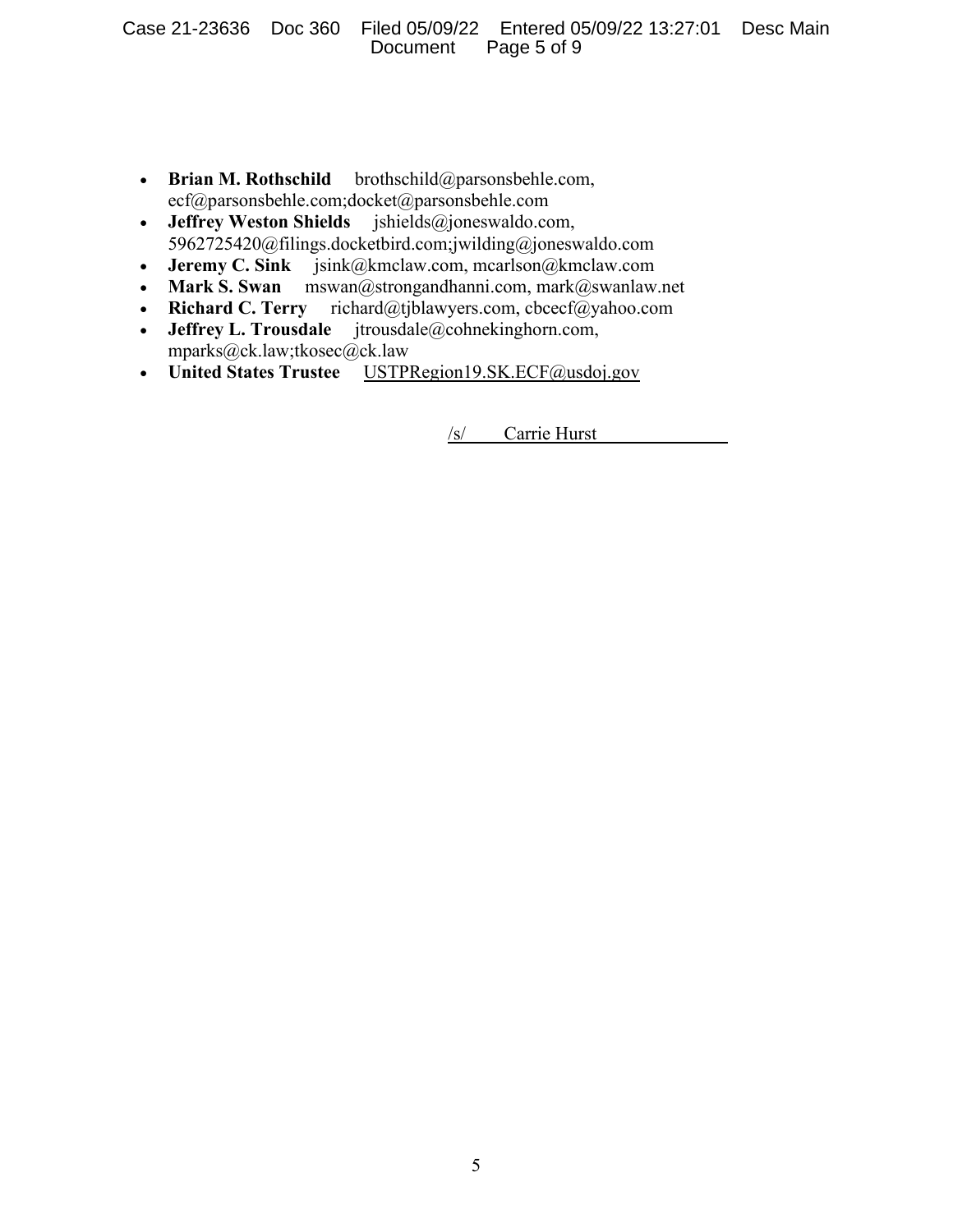- **Brian M. Rothschild** brothschild@parsonsbehle.com, ecf@parsonsbehle.com;docket@parsonsbehle.com
- **Jeffrey Weston Shields** jshields@joneswaldo.com, 5962725420@filings.docketbird.com;jwilding@joneswaldo.com
- **Jeremy C. Sink** jsink@kmclaw.com, mcarlson@kmclaw.com
- **Mark S. Swan** mswan@strongandhanni.com, mark@swanlaw.net
- **Richard C. Terry** richard@tjblawyers.com, cbcecf@yahoo.com
- **Jeffrey L. Trousdale** jtrousdale@cohnekinghorn.com, mparks@ck.law;tkosec@ck.law
- **United States Trustee** USTPRegion19.SK.ECF@usdoj.gov

/s/ Carrie Hurst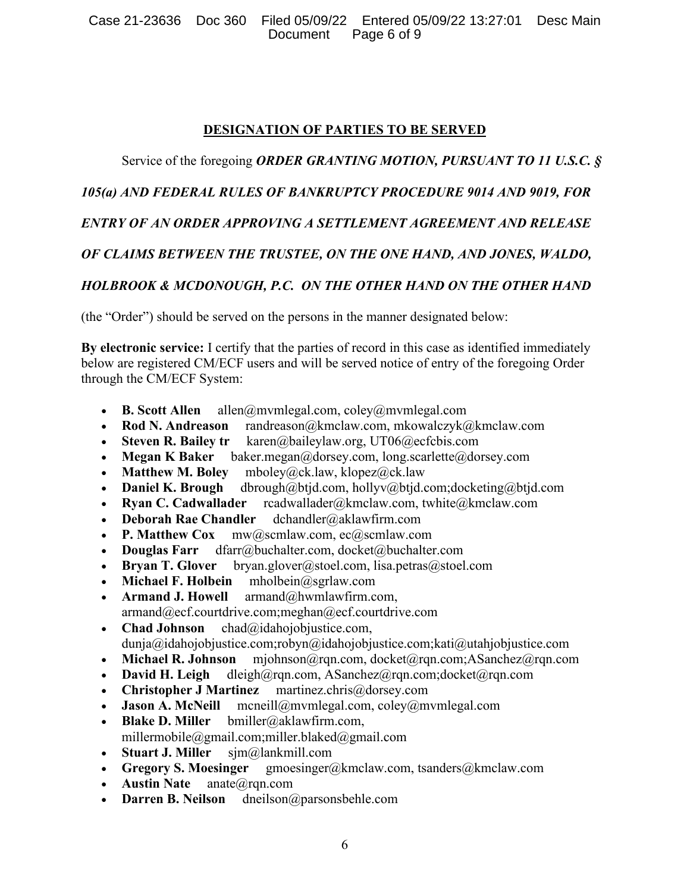## DESIGNATION OF PARTIES TO BE SERVED

Service of the foregoing ***ORDER GRANTING MOTION, PURSUANT TO 11 U.S.C. § 105(a) AND FEDERAL RULES OF BANKRUPTCY PROCEDURE 9014 AND 9019, FOR ENTRY OF AN ORDER APPROVING A SETTLEMENT AGREEMENT AND RELEASE OF CLAIMS BETWEEN THE TRUSTEE, ON THE ONE HAND, AND JONES, WALDO, HOLBROOK & MCDONOUGH, P.C. ON THE OTHER HAND ON THE OTHER HAND*** (the "Order") should be served on the persons in the manner designated below:

**By electronic service:** I certify that the parties of record in this case as identified immediately below are registered CM/ECF users and will be served notice of entry of the foregoing Order through the CM/ECF System:

- **B. Scott Allen** allen@mvmlegal.com, coley@mvmlegal.com
- **Rod N. Andreason** randreason@kmclaw.com, mkowalczyk@kmclaw.com
- **Steven R. Bailey tr** karen@baileylaw.org, UT06@ecfcbis.com
- **Megan K Baker** baker.megan@dorsey.com, long.scarlette@dorsey.com
- **Matthew M. Boley** mboley@ck.law, klopez@ck.law
- **Daniel K. Brough** dbrough@btjd.com, hollyv@btjd.com;docketing@btjd.com
- **Ryan C. Cadwallader** rcadwallader@kmclaw.com, twhite@kmclaw.com
- **Deborah Rae Chandler** dchandler@aklawfirm.com
- **P. Matthew Cox** mw@scmlaw.com, ec@scmlaw.com
- **Douglas Farr** dfarr@buchalter.com, docket@buchalter.com
- **Bryan T. Glover** bryan.glover@stoel.com, lisa.petras@stoel.com
- **Michael F. Holbein** mholbein@sgrlaw.com
- **Armand J. Howell** armand@hwmlawfirm.com, armand@ecf.courtdrive.com;meghan@ecf.courtdrive.com
- **Chad Johnson** chad@idahojobjustice.com, dunja@idahojobjustice.com;robyn@idahojobjustice.com;kati@utahjobjustice.com
- **Michael R. Johnson** mjohnson@rqn.com, docket@rqn.com;ASanchez@rqn.com
- **David H. Leigh** dleigh@rqn.com, ASanchez@rqn.com;docket@rqn.com
- **Christopher J Martinez** martinez.chris@dorsey.com
- **Jason A. McNeill** mcneill@mvmlegal.com, coley@mvmlegal.com
- **Blake D. Miller** bmiller@aklawfirm.com, millermobile@gmail.com;miller.blaked@gmail.com
- **Stuart J. Miller** sjm@lankmill.com
- **Gregory S. Moesinger** gmoesinger@kmclaw.com, tsanders@kmclaw.com
- **Austin Nate** anate@rqn.com
- **Darren B. Neilson** dneilson@parsonsbehle.com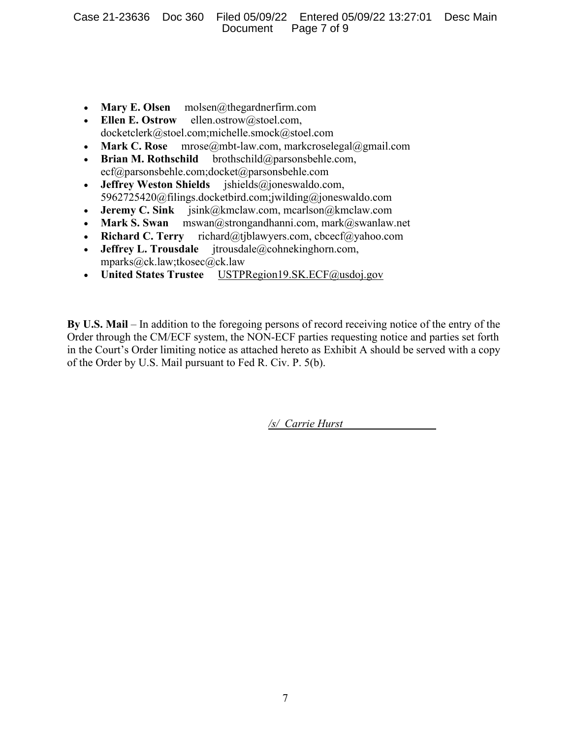- **Mary E. Olsen** molsen@thegardnerfirm.com
- **Ellen E. Ostrow** ellen.ostrow@stoel.com, docketclerk@stoel.com;michelle.smock@stoel.com
- **Mark C. Rose** mrose@mbt-law.com, markcroselegal@gmail.com
- **Brian M. Rothschild** brothschild@parsonsbehle.com, ecf@parsonsbehle.com;docket@parsonsbehle.com
- **Jeffrey Weston Shields** jshields@joneswaldo.com, 5962725420@filings.docketbird.com;jwilding@joneswaldo.com
- **Jeremy C. Sink** jsink@kmclaw.com, mcarlson@kmclaw.com
- **Mark S. Swan** mswan@strongandhanni.com, mark@swanlaw.net
- **Richard C. Terry** richard@tjblawyers.com, cbcecf@yahoo.com
- **Jeffrey L. Trousdale** jtrousdale@cohnekinghorn.com, mparks@ck.law;tkosec@ck.law
- **United States Trustee** USTPRegion19.SK.ECF@usdoj.gov

**By U.S. Mail** – In addition to the foregoing persons of record receiving notice of the entry of the Order through the CM/ECF system, the NON-ECF parties requesting notice and parties set forth in the Court's Order limiting notice as attached hereto as Exhibit A should be served with a copy of the Order by U.S. Mail pursuant to Fed R. Civ. P. 5(b).

*/s/ Carrie Hurst*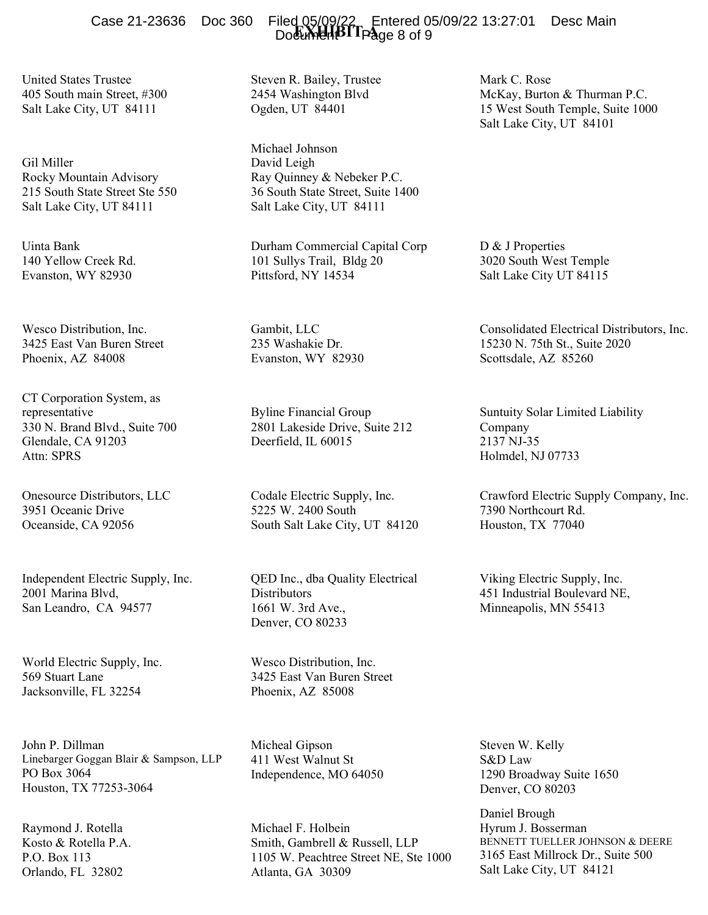# EXHIBIT A

United States Trustee
405 South main Street, #300
Salt Lake City, UT 84111

Steven R. Bailey, Trustee
2454 Washington Blvd
Ogden, UT 84401

Mark C. Rose
McKay, Burton & Thurman P.C.
15 West South Temple, Suite 1000
Salt Lake City, UT 84101

Gil Miller
Rocky Mountain Advisory
215 South State Street Ste 550
Salt Lake City, UT 84111

Michael Johnson
David Leigh
Ray Quinney & Nebeker P.C.
36 South State Street, Suite 1400
Salt Lake City, UT 84111

Uinta Bank
140 Yellow Creek Rd.
Evanston, WY 82930

Durham Commercial Capital Corp
101 Sullys Trail, Bldg 20
Pittsford, NY 14534

D & J Properties
3020 South West Temple
Salt Lake City UT 84115

Wesco Distribution, Inc.
3425 East Van Buren Street
Phoenix, AZ 84008

Gambit, LLC
235 Washakie Dr.
Evanston, WY 82930

Consolidated Electrical Distributors, Inc.
15230 N. 75th St., Suite 2020
Scottsdale, AZ 85260

CT Corporation System, as representative
330 N. Brand Blvd., Suite 700
Glendale, CA 91203
Attn: SPRS

Byline Financial Group
2801 Lakeside Drive, Suite 212
Deerfield, IL 60015

Suntuity Solar Limited Liability Company
2137 NJ-35
Holmdel, NJ 07733

Onesource Distributors, LLC
3951 Oceanic Drive
Oceanside, CA 92056

Codale Electric Supply, Inc.
5225 W. 2400 South
South Salt Lake City, UT 84120

Crawford Electric Supply Company, Inc.
7390 Northcourt Rd.
Houston, TX 77040

Independent Electric Supply, Inc.
2001 Marina Blvd,
San Leandro, CA 94577

QED Inc., dba Quality Electrical Distributors
1661 W. 3rd Ave.,
Denver, CO 80233

Viking Electric Supply, Inc.
451 Industrial Boulevard NE,
Minneapolis, MN 55413

World Electric Supply, Inc.
569 Stuart Lane
Jacksonville, FL 32254

Wesco Distribution, Inc.
3425 East Van Buren Street
Phoenix, AZ 85008

John P. Dillman
Linebarger Goggan Blair & Sampson, LLP
PO Box 3064
Houston, TX 77253-3064

Micheal Gipson
411 West Walnut St
Independence, MO 64050

Steven W. Kelly
S&D Law
1290 Broadway Suite 1650
Denver, CO 80203

Raymond J. Rotella
Kosto & Rotella P.A.
P.O. Box 113
Orlando, FL 32802

Michael F. Holbein
Smith, Gambrell & Russell, LLP
1105 W. Peachtree Street NE, Ste 1000
Atlanta, GA 30309

Daniel Brough
Hyrum J. Bosserman
BENNETT TUELLER JOHNSON & DEERE
3165 East Millrock Dr., Suite 500
Salt Lake City, UT 84121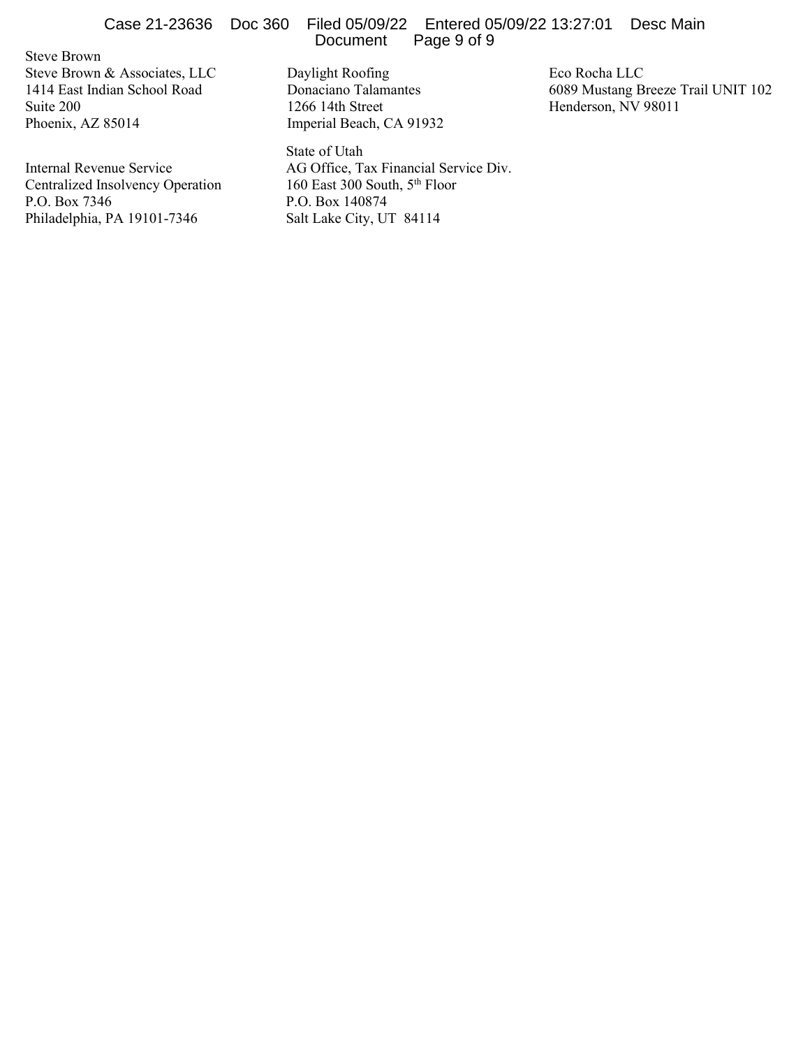Steve Brown
Steve Brown & Associates, LLC
1414 East Indian School Road
Suite 200
Phoenix, AZ 85014

Daylight Roofing
Donaciano Talamantes
1266 14th Street
Imperial Beach, CA 91932

Eco Rocha LLC
6089 Mustang Breeze Trail UNIT 102
Henderson, NV 98011

Internal Revenue Service
Centralized Insolvency Operation
P.O. Box 7346
Philadelphia, PA 19101-7346

State of Utah
AG Office, Tax Financial Service Div.
160 East 300 South, 5th Floor
P.O. Box 140874
Salt Lake City, UT 84114